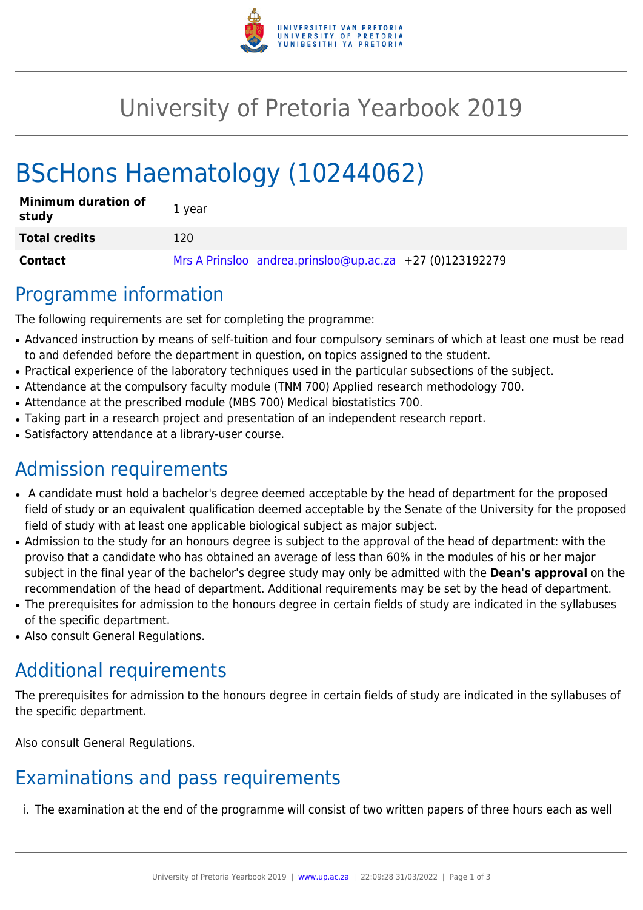# University of Pretoria Yearbook 2019

# BScHons Haematology (10244062)

| **Minimum duration of study** | 1 year |
| --- | --- |
| **Total credits** | 120 |
| **Contact** | Mrs A Prinsloo andrea.prinsloo@up.ac.za +27 (0)123192279 |

## Programme information

The following requirements are set for completing the programme:

- Advanced instruction by means of self-tuition and four compulsory seminars of which at least one must be read to and defended before the department in question, on topics assigned to the student.
- Practical experience of the laboratory techniques used in the particular subsections of the subject.
- Attendance at the compulsory faculty module (TNM 700) Applied research methodology 700.
- Attendance at the prescribed module (MBS 700) Medical biostatistics 700.
- Taking part in a research project and presentation of an independent research report.
- Satisfactory attendance at a library-user course.

## Admission requirements

- A candidate must hold a bachelor's degree deemed acceptable by the head of department for the proposed field of study or an equivalent qualification deemed acceptable by the Senate of the University for the proposed field of study with at least one applicable biological subject as major subject.
- Admission to the study for an honours degree is subject to the approval of the head of department: with the proviso that a candidate who has obtained an average of less than 60% in the modules of his or her major subject in the final year of the bachelor's degree study may only be admitted with the **Dean's approval** on the recommendation of the head of department. Additional requirements may be set by the head of department.
- The prerequisites for admission to the honours degree in certain fields of study are indicated in the syllabuses of the specific department.
- Also consult General Regulations.

## Additional requirements

The prerequisites for admission to the honours degree in certain fields of study are indicated in the syllabuses of the specific department.

Also consult General Regulations.

## Examinations and pass requirements

i. The examination at the end of the programme will consist of two written papers of three hours each as well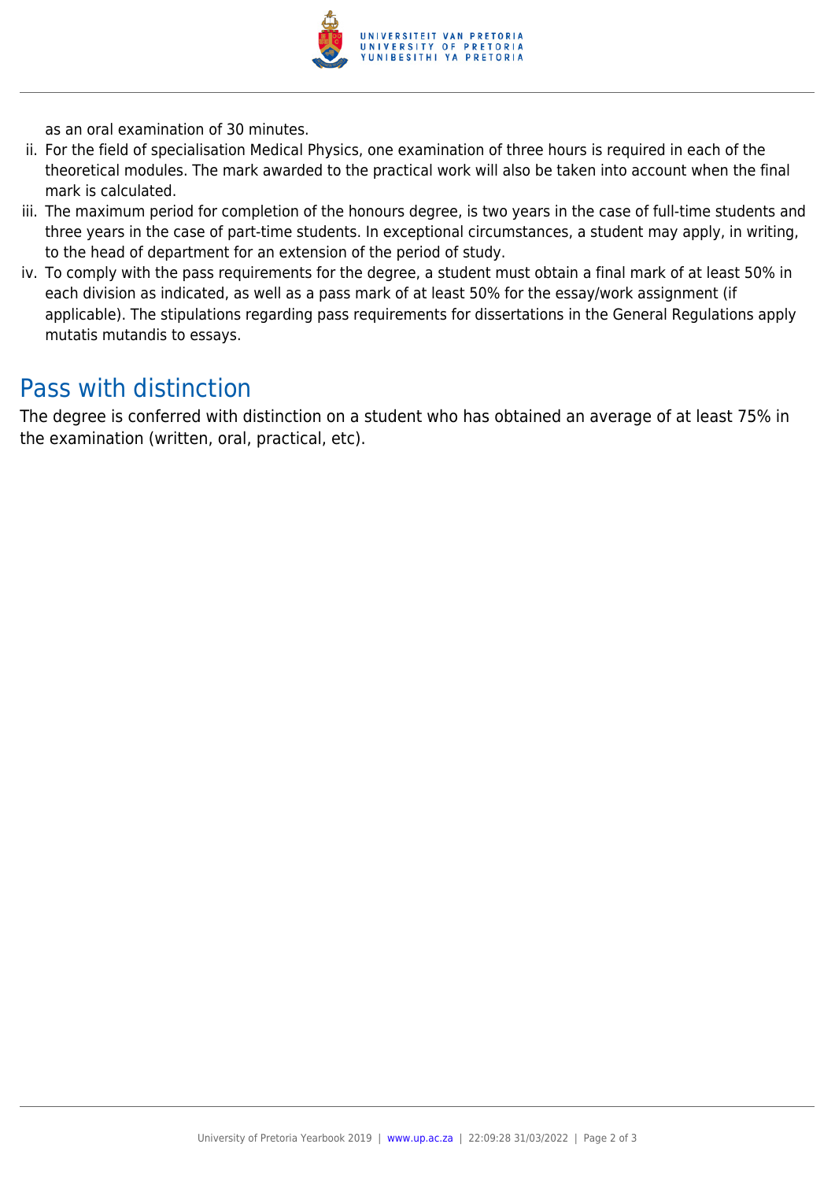as an oral examination of 30 minutes.

ii. For the field of specialisation Medical Physics, one examination of three hours is required in each of the theoretical modules. The mark awarded to the practical work will also be taken into account when the final mark is calculated.
iii. The maximum period for completion of the honours degree, is two years in the case of full-time students and three years in the case of part-time students. In exceptional circumstances, a student may apply, in writing, to the head of department for an extension of the period of study.
iv. To comply with the pass requirements for the degree, a student must obtain a final mark of at least 50% in each division as indicated, as well as a pass mark of at least 50% for the essay/work assignment (if applicable). The stipulations regarding pass requirements for dissertations in the General Regulations apply mutatis mutandis to essays.

## Pass with distinction

The degree is conferred with distinction on a student who has obtained an average of at least 75% in the examination (written, oral, practical, etc).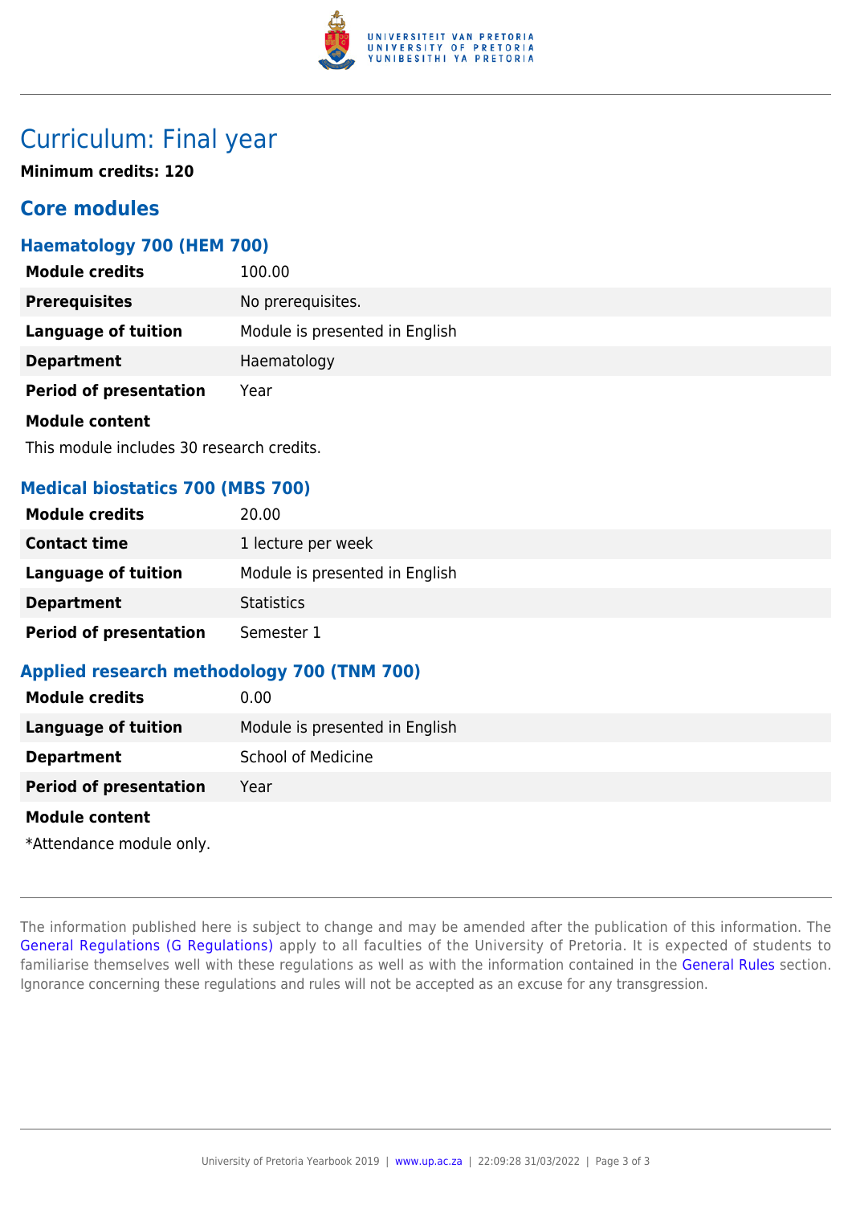# Curriculum: Final year

**Minimum credits: 120**

## Core modules

### Haematology 700 (HEM 700)

| | |
|---|---|
| **Module credits** | 100.00 |
| **Prerequisites** | No prerequisites. |
| **Language of tuition** | Module is presented in English |
| **Department** | Haematology |
| **Period of presentation** | Year |

**Module content**

This module includes 30 research credits.

### Medical biostatics 700 (MBS 700)

| | |
|---|---|
| **Module credits** | 20.00 |
| **Contact time** | 1 lecture per week |
| **Language of tuition** | Module is presented in English |
| **Department** | Statistics |
| **Period of presentation** | Semester 1 |

### Applied research methodology 700 (TNM 700)

| | |
|---|---|
| **Module credits** | 0.00 |
| **Language of tuition** | Module is presented in English |
| **Department** | School of Medicine |
| **Period of presentation** | Year |

**Module content**

*Attendance module only.

The information published here is subject to change and may be amended after the publication of this information. The General Regulations (G Regulations) apply to all faculties of the University of Pretoria. It is expected of students to familiarise themselves well with these regulations as well as with the information contained in the General Rules section. Ignorance concerning these regulations and rules will not be accepted as an excuse for any transgression.